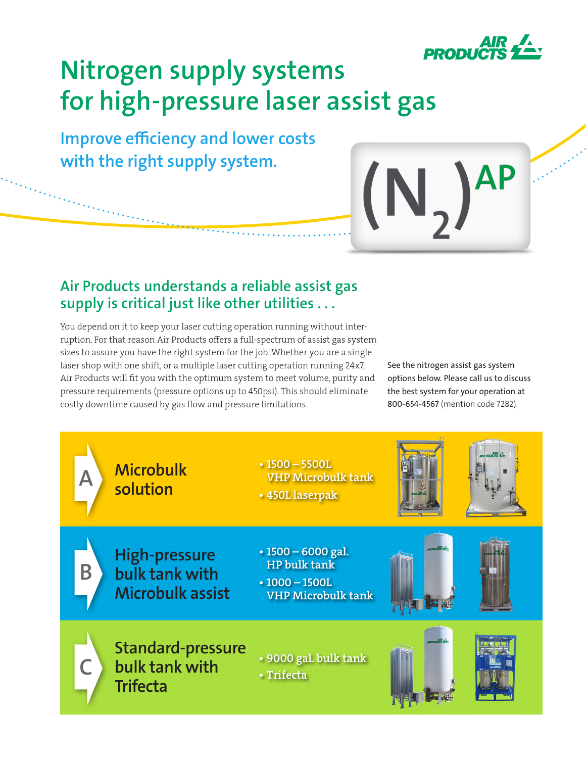# Nitrogen supply systems for high-pressure laser assist gas

## Improve efficiency and lower costs with the right supply system.

$(N_2)^{AP}$

## Air Products understands a reliable assist gas supply is critical just like other utilities . . .

You depend on it to keep your laser cutting operation running without interruption. For that reason Air Products offers a full-spectrum of assist gas system sizes to assure you have the right system for the job. Whether you are a single laser shop with one shift, or a multiple laser cutting operation running 24x7, Air Products will fit you with the optimum system to meet volume, purity and pressure requirements (pressure options up to 450psi). This should eliminate costly downtime caused by gas flow and pressure limitations.

See the nitrogen assist gas system options below. Please call us to discuss the best system for your operation at 800-654-4567 (mention code 7282).

### A — Microbulk solution

- 1500 – 5500L VHP Microbulk tank
- 450L laserpak

### B — High-pressure bulk tank with Microbulk assist

- 1500 – 6000 gal. HP bulk tank
- 1000 – 1500L VHP Microbulk tank

### C — Standard-pressure bulk tank with Trifecta

- 9000 gal. bulk tank
- Trifecta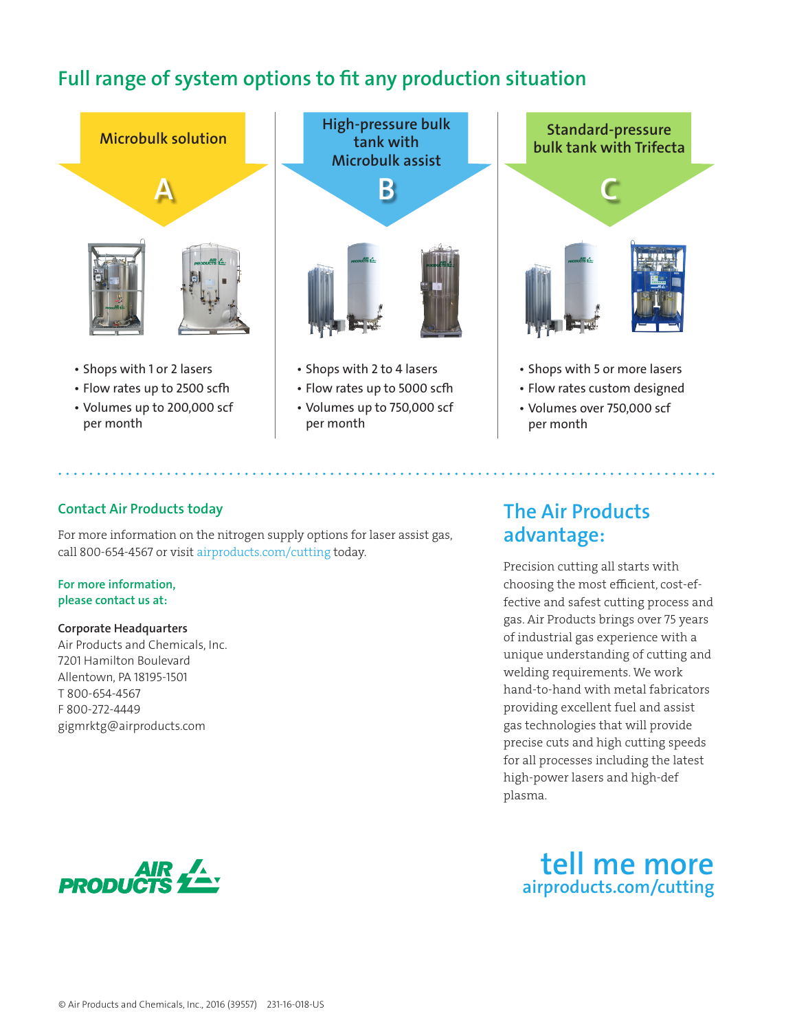## Full range of system options to fit any production situation

### A — Microbulk solution

- Shops with 1 or 2 lasers
- Flow rates up to 2500 scfh
- Volumes up to 200,000 scf per month

### B — High-pressure bulk tank with Microbulk assist

- Shops with 2 to 4 lasers
- Flow rates up to 5000 scfh
- Volumes up to 750,000 scf per month

### C — Standard-pressure bulk tank with Trifecta

- Shops with 5 or more lasers
- Flow rates custom designed
- Volumes over 750,000 scf per month

### Contact Air Products today

For more information on the nitrogen supply options for laser assist gas, call 800-654-4567 or visit airproducts.com/cutting today.

**For more information, please contact us at:**

**Corporate Headquarters**
Air Products and Chemicals, Inc.
7201 Hamilton Boulevard
Allentown, PA 18195-1501
T 800-654-4567
F 800-272-4449
gigmrktg@airproducts.com

## The Air Products advantage:

Precision cutting all starts with choosing the most efficient, cost-effective and safest cutting process and gas. Air Products brings over 75 years of industrial gas experience with a unique understanding of cutting and welding requirements. We work hand-to-hand with metal fabricators providing excellent fuel and assist gas technologies that will provide precise cuts and high cutting speeds for all processes including the latest high-power lasers and high-def plasma.

AIR PRODUCTS

**tell me more**
airproducts.com/cutting

© Air Products and Chemicals, Inc., 2016 (39557) 231-16-018-US